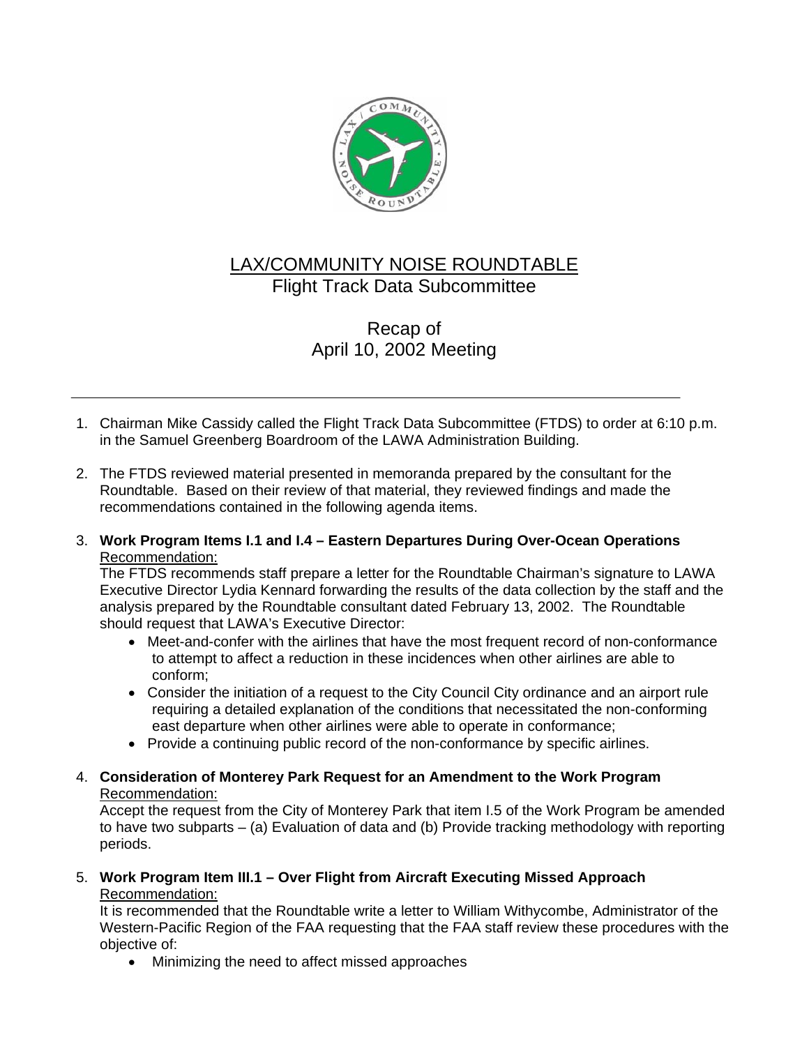# LAX/COMMUNITY NOISE ROUNDTABLE
## Flight Track Data Subcommittee

## Recap of
## April 10, 2002 Meeting

---

1. Chairman Mike Cassidy called the Flight Track Data Subcommittee (FTDS) to order at 6:10 p.m. in the Samuel Greenberg Boardroom of the LAWA Administration Building.

2. The FTDS reviewed material presented in memoranda prepared by the consultant for the Roundtable. Based on their review of that material, they reviewed findings and made the recommendations contained in the following agenda items.

3. **Work Program Items I.1 and I.4 – Eastern Departures During Over-Ocean Operations**
   Recommendation:
   The FTDS recommends staff prepare a letter for the Roundtable Chairman's signature to LAWA Executive Director Lydia Kennard forwarding the results of the data collection by the staff and the analysis prepared by the Roundtable consultant dated February 13, 2002. The Roundtable should request that LAWA's Executive Director:
   - Meet-and-confer with the airlines that have the most frequent record of non-conformance to attempt to affect a reduction in these incidences when other airlines are able to conform;
   - Consider the initiation of a request to the City Council City ordinance and an airport rule requiring a detailed explanation of the conditions that necessitated the non-conforming east departure when other airlines were able to operate in conformance;
   - Provide a continuing public record of the non-conformance by specific airlines.

4. **Consideration of Monterey Park Request for an Amendment to the Work Program**
   Recommendation:
   Accept the request from the City of Monterey Park that item I.5 of the Work Program be amended to have two subparts – (a) Evaluation of data and (b) Provide tracking methodology with reporting periods.

5. **Work Program Item III.1 – Over Flight from Aircraft Executing Missed Approach**
   Recommendation:
   It is recommended that the Roundtable write a letter to William Withycombe, Administrator of the Western-Pacific Region of the FAA requesting that the FAA staff review these procedures with the objective of:
   - Minimizing the need to affect missed approaches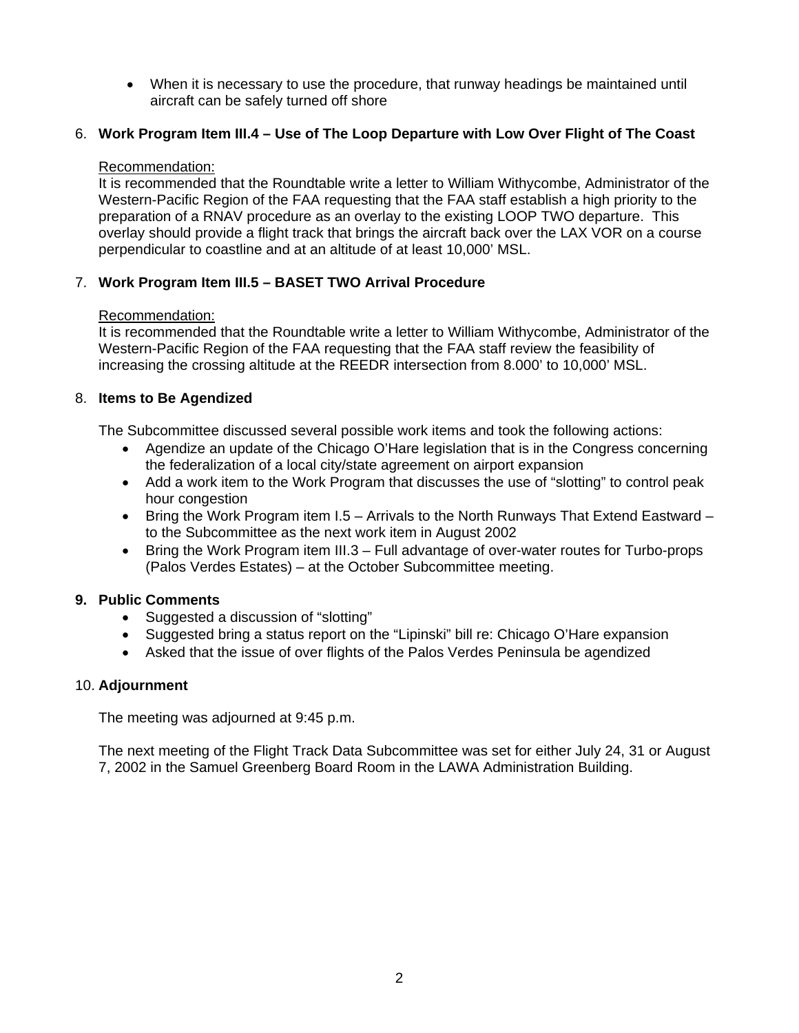- When it is necessary to use the procedure, that runway headings be maintained until aircraft can be safely turned off shore

6. **Work Program Item III.4 – Use of The Loop Departure with Low Over Flight of The Coast**

   Recommendation:
   It is recommended that the Roundtable write a letter to William Withycombe, Administrator of the Western-Pacific Region of the FAA requesting that the FAA staff establish a high priority to the preparation of a RNAV procedure as an overlay to the existing LOOP TWO departure. This overlay should provide a flight track that brings the aircraft back over the LAX VOR on a course perpendicular to coastline and at an altitude of at least 10,000' MSL.

7. **Work Program Item III.5 – BASET TWO Arrival Procedure**

   Recommendation:
   It is recommended that the Roundtable write a letter to William Withycombe, Administrator of the Western-Pacific Region of the FAA requesting that the FAA staff review the feasibility of increasing the crossing altitude at the REEDR intersection from 8.000' to 10,000' MSL.

8. **Items to Be Agendized**

   The Subcommittee discussed several possible work items and took the following actions:
   - Agendize an update of the Chicago O'Hare legislation that is in the Congress concerning the federalization of a local city/state agreement on airport expansion
   - Add a work item to the Work Program that discusses the use of "slotting" to control peak hour congestion
   - Bring the Work Program item I.5 – Arrivals to the North Runways That Extend Eastward – to the Subcommittee as the next work item in August 2002
   - Bring the Work Program item III.3 – Full advantage of over-water routes for Turbo-props (Palos Verdes Estates) – at the October Subcommittee meeting.

9. **Public Comments**
   - Suggested a discussion of "slotting"
   - Suggested bring a status report on the "Lipinski" bill re: Chicago O'Hare expansion
   - Asked that the issue of over flights of the Palos Verdes Peninsula be agendized

10. **Adjournment**

    The meeting was adjourned at 9:45 p.m.

    The next meeting of the Flight Track Data Subcommittee was set for either July 24, 31 or August 7, 2002 in the Samuel Greenberg Board Room in the LAWA Administration Building.